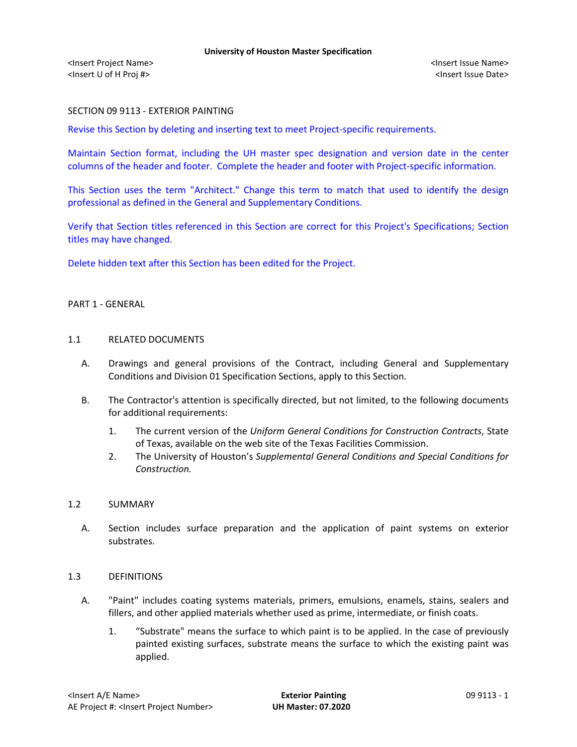SECTION 09 9113 - EXTERIOR PAINTING

Revise this Section by deleting and inserting text to meet Project-specific requirements.

Maintain Section format, including the UH master spec designation and version date in the center columns of the header and footer. Complete the header and footer with Project-specific information.

This Section uses the term "Architect." Change this term to match that used to identify the design professional as defined in the General and Supplementary Conditions.

Verify that Section titles referenced in this Section are correct for this Project's Specifications; Section titles may have changed.

Delete hidden text after this Section has been edited for the Project.

PART 1 - GENERAL

1.1 RELATED DOCUMENTS

A. Drawings and general provisions of the Contract, including General and Supplementary Conditions and Division 01 Specification Sections, apply to this Section.

B. The Contractor's attention is specifically directed, but not limited, to the following documents for additional requirements:

1. The current version of the *Uniform General Conditions for Construction Contracts*, State of Texas, available on the web site of the Texas Facilities Commission.
2. The University of Houston's *Supplemental General Conditions and Special Conditions for Construction.*

1.2 SUMMARY

A. Section includes surface preparation and the application of paint systems on exterior substrates.

1.3 DEFINITIONS

A. "Paint" includes coating systems materials, primers, emulsions, enamels, stains, sealers and fillers, and other applied materials whether used as prime, intermediate, or finish coats.

1. "Substrate" means the surface to which paint is to be applied. In the case of previously painted existing surfaces, substrate means the surface to which the existing paint was applied.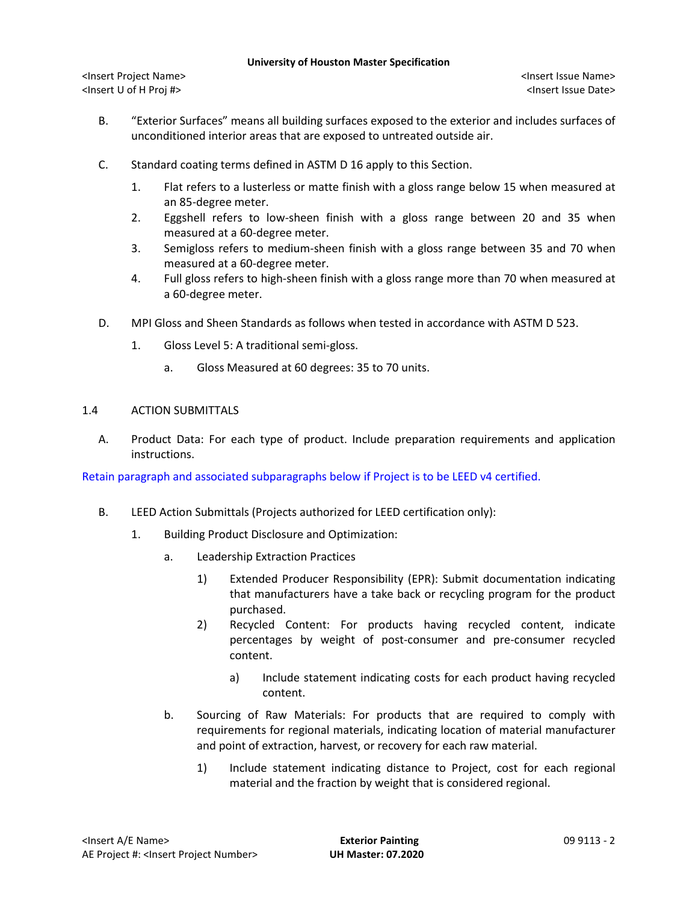B. "Exterior Surfaces" means all building surfaces exposed to the exterior and includes surfaces of unconditioned interior areas that are exposed to untreated outside air.

C. Standard coating terms defined in ASTM D 16 apply to this Section.

1. Flat refers to a lusterless or matte finish with a gloss range below 15 when measured at an 85-degree meter.
2. Eggshell refers to low-sheen finish with a gloss range between 20 and 35 when measured at a 60-degree meter.
3. Semigloss refers to medium-sheen finish with a gloss range between 35 and 70 when measured at a 60-degree meter.
4. Full gloss refers to high-sheen finish with a gloss range more than 70 when measured at a 60-degree meter.

D. MPI Gloss and Sheen Standards as follows when tested in accordance with ASTM D 523.

1. Gloss Level 5: A traditional semi-gloss.
   a. Gloss Measured at 60 degrees: 35 to 70 units.

## 1.4 ACTION SUBMITTALS

A. Product Data: For each type of product. Include preparation requirements and application instructions.

Retain paragraph and associated subparagraphs below if Project is to be LEED v4 certified.

B. LEED Action Submittals (Projects authorized for LEED certification only):

1. Building Product Disclosure and Optimization:
   a. Leadership Extraction Practices
      1) Extended Producer Responsibility (EPR): Submit documentation indicating that manufacturers have a take back or recycling program for the product purchased.
      2) Recycled Content: For products having recycled content, indicate percentages by weight of post-consumer and pre-consumer recycled content.
         a) Include statement indicating costs for each product having recycled content.
   b. Sourcing of Raw Materials: For products that are required to comply with requirements for regional materials, indicating location of material manufacturer and point of extraction, harvest, or recovery for each raw material.
      1) Include statement indicating distance to Project, cost for each regional material and the fraction by weight that is considered regional.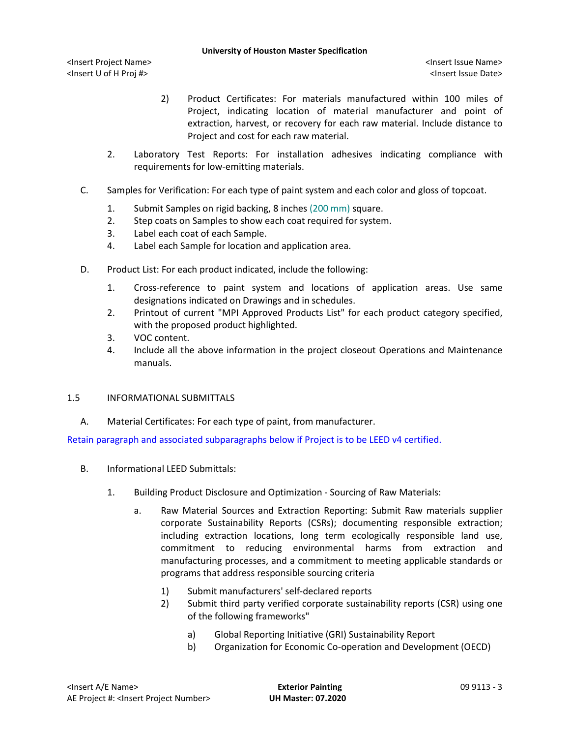2) Product Certificates: For materials manufactured within 100 miles of Project, indicating location of material manufacturer and point of extraction, harvest, or recovery for each raw material. Include distance to Project and cost for each raw material.

2. Laboratory Test Reports: For installation adhesives indicating compliance with requirements for low-emitting materials.

C. Samples for Verification: For each type of paint system and each color and gloss of topcoat.

1. Submit Samples on rigid backing, 8 inches (200 mm) square.
2. Step coats on Samples to show each coat required for system.
3. Label each coat of each Sample.
4. Label each Sample for location and application area.

D. Product List: For each product indicated, include the following:

1. Cross-reference to paint system and locations of application areas. Use same designations indicated on Drawings and in schedules.
2. Printout of current "MPI Approved Products List" for each product category specified, with the proposed product highlighted.
3. VOC content.
4. Include all the above information in the project closeout Operations and Maintenance manuals.

## 1.5 INFORMATIONAL SUBMITTALS

A. Material Certificates: For each type of paint, from manufacturer.

Retain paragraph and associated subparagraphs below if Project is to be LEED v4 certified.

B. Informational LEED Submittals:

1. Building Product Disclosure and Optimization - Sourcing of Raw Materials:

a. Raw Material Sources and Extraction Reporting: Submit Raw materials supplier corporate Sustainability Reports (CSRs); documenting responsible extraction; including extraction locations, long term ecologically responsible land use, commitment to reducing environmental harms from extraction and manufacturing processes, and a commitment to meeting applicable standards or programs that address responsible sourcing criteria

1) Submit manufacturers' self-declared reports
2) Submit third party verified corporate sustainability reports (CSR) using one of the following frameworks"

a) Global Reporting Initiative (GRI) Sustainability Report
b) Organization for Economic Co-operation and Development (OECD)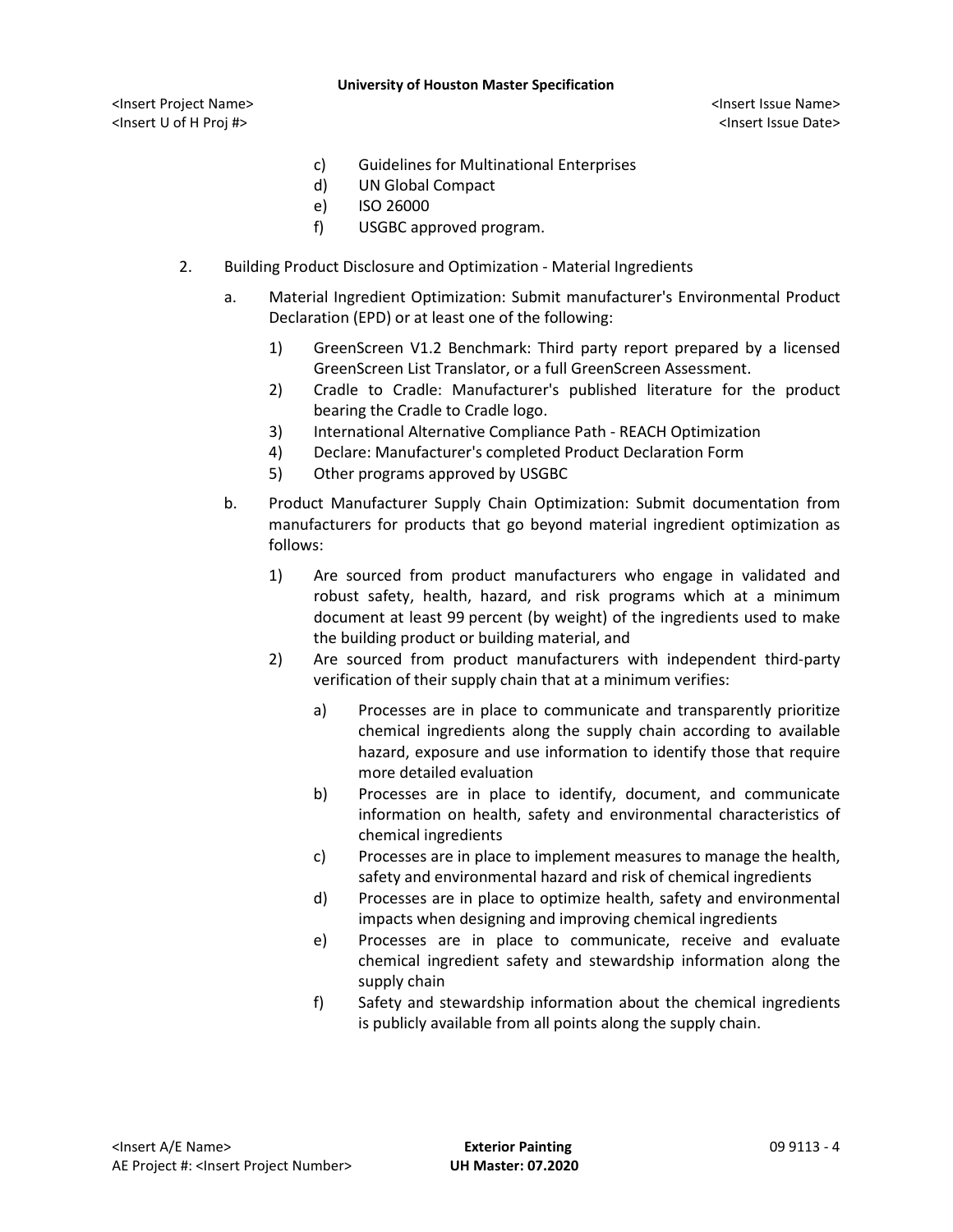c) Guidelines for Multinational Enterprises
d) UN Global Compact
e) ISO 26000
f) USGBC approved program.

2. Building Product Disclosure and Optimization - Material Ingredients

   a. Material Ingredient Optimization: Submit manufacturer's Environmental Product Declaration (EPD) or at least one of the following:

      1) GreenScreen V1.2 Benchmark: Third party report prepared by a licensed GreenScreen List Translator, or a full GreenScreen Assessment.
      2) Cradle to Cradle: Manufacturer's published literature for the product bearing the Cradle to Cradle logo.
      3) International Alternative Compliance Path - REACH Optimization
      4) Declare: Manufacturer's completed Product Declaration Form
      5) Other programs approved by USGBC

   b. Product Manufacturer Supply Chain Optimization: Submit documentation from manufacturers for products that go beyond material ingredient optimization as follows:

      1) Are sourced from product manufacturers who engage in validated and robust safety, health, hazard, and risk programs which at a minimum document at least 99 percent (by weight) of the ingredients used to make the building product or building material, and
      2) Are sourced from product manufacturers with independent third-party verification of their supply chain that at a minimum verifies:

         a) Processes are in place to communicate and transparently prioritize chemical ingredients along the supply chain according to available hazard, exposure and use information to identify those that require more detailed evaluation
         b) Processes are in place to identify, document, and communicate information on health, safety and environmental characteristics of chemical ingredients
         c) Processes are in place to implement measures to manage the health, safety and environmental hazard and risk of chemical ingredients
         d) Processes are in place to optimize health, safety and environmental impacts when designing and improving chemical ingredients
         e) Processes are in place to communicate, receive and evaluate chemical ingredient safety and stewardship information along the supply chain
         f) Safety and stewardship information about the chemical ingredients is publicly available from all points along the supply chain.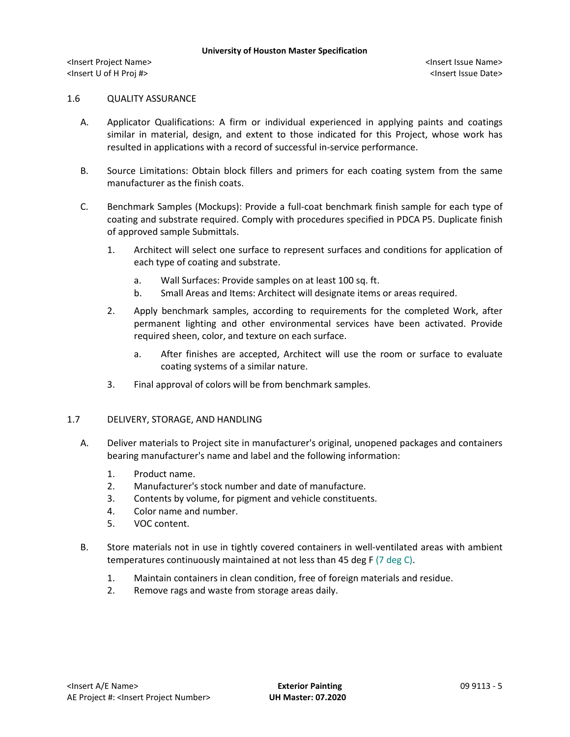## 1.6 QUALITY ASSURANCE

A. Applicator Qualifications: A firm or individual experienced in applying paints and coatings similar in material, design, and extent to those indicated for this Project, whose work has resulted in applications with a record of successful in-service performance.

B. Source Limitations: Obtain block fillers and primers for each coating system from the same manufacturer as the finish coats.

C. Benchmark Samples (Mockups): Provide a full-coat benchmark finish sample for each type of coating and substrate required. Comply with procedures specified in PDCA P5. Duplicate finish of approved sample Submittals.

1. Architect will select one surface to represent surfaces and conditions for application of each type of coating and substrate.
    a. Wall Surfaces: Provide samples on at least 100 sq. ft.
    b. Small Areas and Items: Architect will designate items or areas required.
2. Apply benchmark samples, according to requirements for the completed Work, after permanent lighting and other environmental services have been activated. Provide required sheen, color, and texture on each surface.
    a. After finishes are accepted, Architect will use the room or surface to evaluate coating systems of a similar nature.
3. Final approval of colors will be from benchmark samples.

## 1.7 DELIVERY, STORAGE, AND HANDLING

A. Deliver materials to Project site in manufacturer's original, unopened packages and containers bearing manufacturer's name and label and the following information:

1. Product name.
2. Manufacturer's stock number and date of manufacture.
3. Contents by volume, for pigment and vehicle constituents.
4. Color name and number.
5. VOC content.

B. Store materials not in use in tightly covered containers in well-ventilated areas with ambient temperatures continuously maintained at not less than 45 deg F (7 deg C).

1. Maintain containers in clean condition, free of foreign materials and residue.
2. Remove rags and waste from storage areas daily.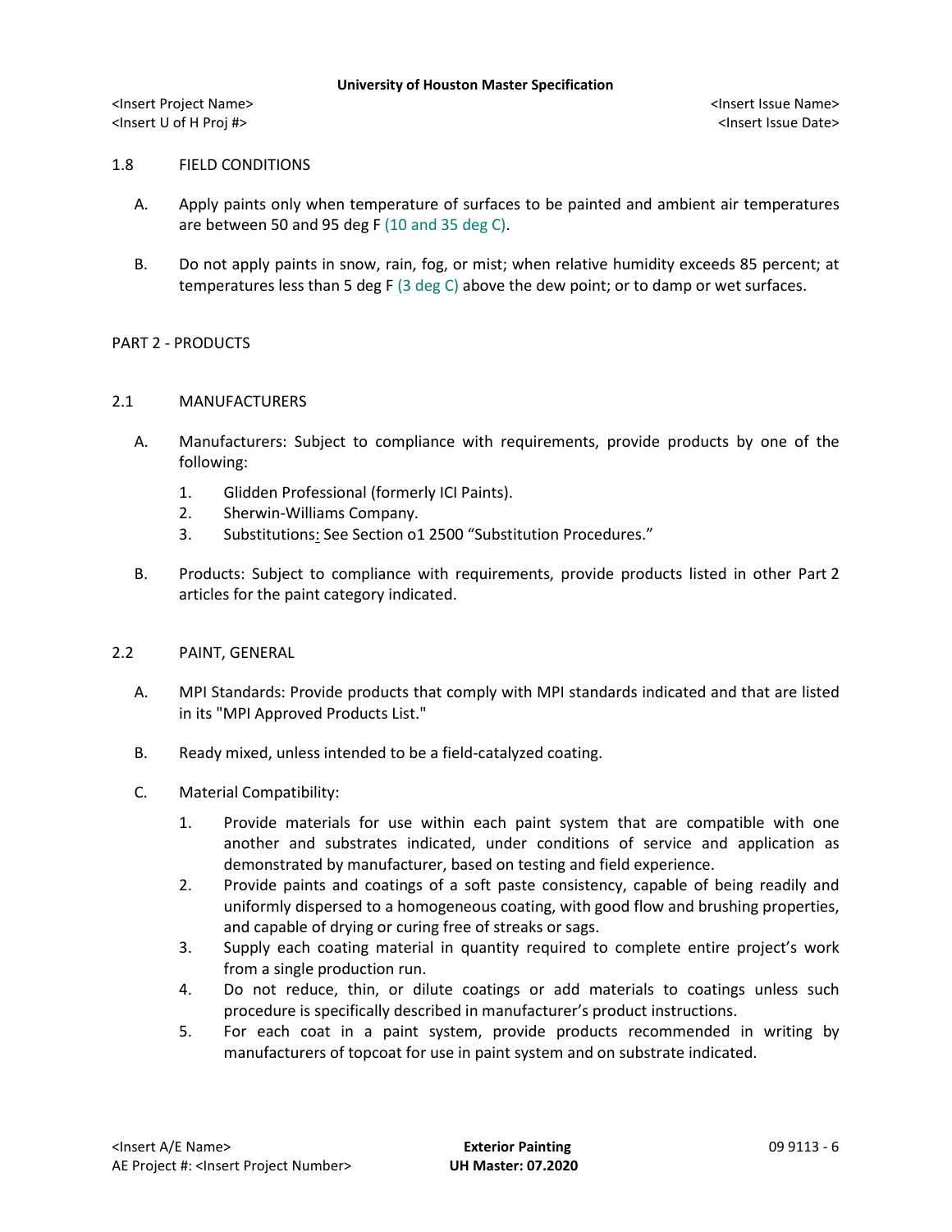## 1.8 FIELD CONDITIONS

A. Apply paints only when temperature of surfaces to be painted and ambient air temperatures are between 50 and 95 deg F (10 and 35 deg C).

B. Do not apply paints in snow, rain, fog, or mist; when relative humidity exceeds 85 percent; at temperatures less than 5 deg F (3 deg C) above the dew point; or to damp or wet surfaces.

# PART 2 - PRODUCTS

## 2.1 MANUFACTURERS

A. Manufacturers: Subject to compliance with requirements, provide products by one of the following:

1. Glidden Professional (formerly ICI Paints).
2. Sherwin-Williams Company.
3. Substitutions: See Section o1 2500 "Substitution Procedures."

B. Products: Subject to compliance with requirements, provide products listed in other Part 2 articles for the paint category indicated.

## 2.2 PAINT, GENERAL

A. MPI Standards: Provide products that comply with MPI standards indicated and that are listed in its "MPI Approved Products List."

B. Ready mixed, unless intended to be a field-catalyzed coating.

C. Material Compatibility:

1. Provide materials for use within each paint system that are compatible with one another and substrates indicated, under conditions of service and application as demonstrated by manufacturer, based on testing and field experience.
2. Provide paints and coatings of a soft paste consistency, capable of being readily and uniformly dispersed to a homogeneous coating, with good flow and brushing properties, and capable of drying or curing free of streaks or sags.
3. Supply each coating material in quantity required to complete entire project's work from a single production run.
4. Do not reduce, thin, or dilute coatings or add materials to coatings unless such procedure is specifically described in manufacturer's product instructions.
5. For each coat in a paint system, provide products recommended in writing by manufacturers of topcoat for use in paint system and on substrate indicated.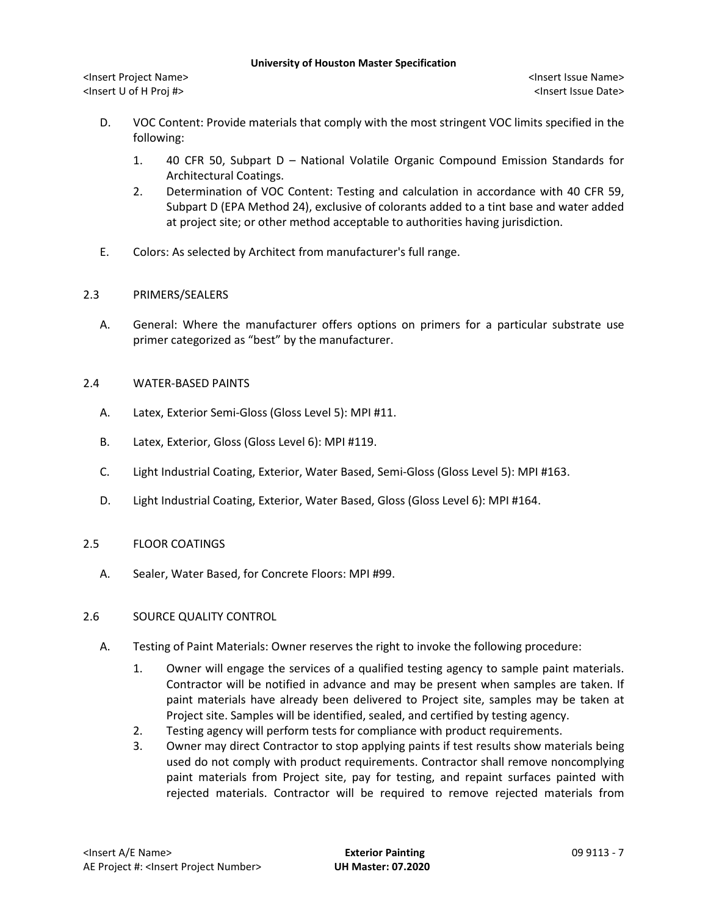D. VOC Content: Provide materials that comply with the most stringent VOC limits specified in the following:

   1. 40 CFR 50, Subpart D – National Volatile Organic Compound Emission Standards for Architectural Coatings.
   2. Determination of VOC Content: Testing and calculation in accordance with 40 CFR 59, Subpart D (EPA Method 24), exclusive of colorants added to a tint base and water added at project site; or other method acceptable to authorities having jurisdiction.

E. Colors: As selected by Architect from manufacturer's full range.

## 2.3 PRIMERS/SEALERS

A. General: Where the manufacturer offers options on primers for a particular substrate use primer categorized as "best" by the manufacturer.

## 2.4 WATER-BASED PAINTS

A. Latex, Exterior Semi-Gloss (Gloss Level 5): MPI #11.

B. Latex, Exterior, Gloss (Gloss Level 6): MPI #119.

C. Light Industrial Coating, Exterior, Water Based, Semi-Gloss (Gloss Level 5): MPI #163.

D. Light Industrial Coating, Exterior, Water Based, Gloss (Gloss Level 6): MPI #164.

## 2.5 FLOOR COATINGS

A. Sealer, Water Based, for Concrete Floors: MPI #99.

## 2.6 SOURCE QUALITY CONTROL

A. Testing of Paint Materials: Owner reserves the right to invoke the following procedure:

   1. Owner will engage the services of a qualified testing agency to sample paint materials. Contractor will be notified in advance and may be present when samples are taken. If paint materials have already been delivered to Project site, samples may be taken at Project site. Samples will be identified, sealed, and certified by testing agency.
   2. Testing agency will perform tests for compliance with product requirements.
   3. Owner may direct Contractor to stop applying paints if test results show materials being used do not comply with product requirements. Contractor shall remove noncomplying paint materials from Project site, pay for testing, and repaint surfaces painted with rejected materials. Contractor will be required to remove rejected materials from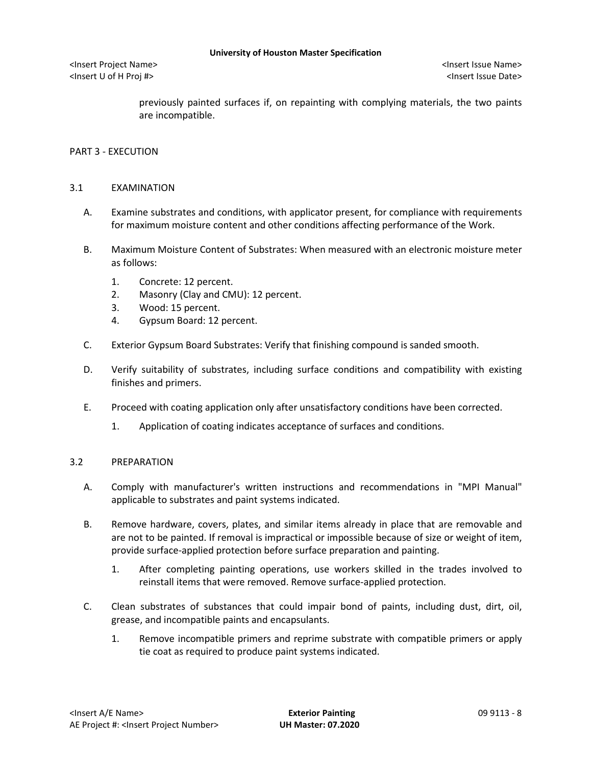previously painted surfaces if, on repainting with complying materials, the two paints are incompatible.

## PART 3 - EXECUTION

### 3.1 EXAMINATION

A. Examine substrates and conditions, with applicator present, for compliance with requirements for maximum moisture content and other conditions affecting performance of the Work.

B. Maximum Moisture Content of Substrates: When measured with an electronic moisture meter as follows:

1. Concrete: 12 percent.
2. Masonry (Clay and CMU): 12 percent.
3. Wood: 15 percent.
4. Gypsum Board: 12 percent.

C. Exterior Gypsum Board Substrates: Verify that finishing compound is sanded smooth.

D. Verify suitability of substrates, including surface conditions and compatibility with existing finishes and primers.

E. Proceed with coating application only after unsatisfactory conditions have been corrected.

1. Application of coating indicates acceptance of surfaces and conditions.

### 3.2 PREPARATION

A. Comply with manufacturer's written instructions and recommendations in "MPI Manual" applicable to substrates and paint systems indicated.

B. Remove hardware, covers, plates, and similar items already in place that are removable and are not to be painted. If removal is impractical or impossible because of size or weight of item, provide surface-applied protection before surface preparation and painting.

1. After completing painting operations, use workers skilled in the trades involved to reinstall items that were removed. Remove surface-applied protection.

C. Clean substrates of substances that could impair bond of paints, including dust, dirt, oil, grease, and incompatible paints and encapsulants.

1. Remove incompatible primers and reprime substrate with compatible primers or apply tie coat as required to produce paint systems indicated.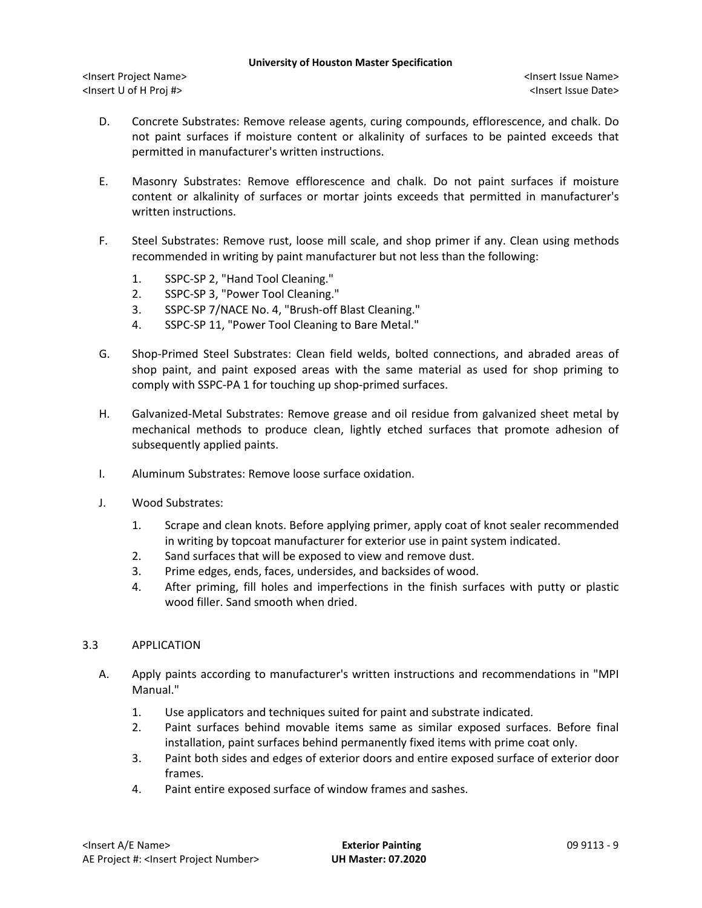D. Concrete Substrates: Remove release agents, curing compounds, efflorescence, and chalk. Do not paint surfaces if moisture content or alkalinity of surfaces to be painted exceeds that permitted in manufacturer's written instructions.

E. Masonry Substrates: Remove efflorescence and chalk. Do not paint surfaces if moisture content or alkalinity of surfaces or mortar joints exceeds that permitted in manufacturer's written instructions.

F. Steel Substrates: Remove rust, loose mill scale, and shop primer if any. Clean using methods recommended in writing by paint manufacturer but not less than the following:

1. SSPC-SP 2, "Hand Tool Cleaning."
2. SSPC-SP 3, "Power Tool Cleaning."
3. SSPC-SP 7/NACE No. 4, "Brush-off Blast Cleaning."
4. SSPC-SP 11, "Power Tool Cleaning to Bare Metal."

G. Shop-Primed Steel Substrates: Clean field welds, bolted connections, and abraded areas of shop paint, and paint exposed areas with the same material as used for shop priming to comply with SSPC-PA 1 for touching up shop-primed surfaces.

H. Galvanized-Metal Substrates: Remove grease and oil residue from galvanized sheet metal by mechanical methods to produce clean, lightly etched surfaces that promote adhesion of subsequently applied paints.

I. Aluminum Substrates: Remove loose surface oxidation.

J. Wood Substrates:

1. Scrape and clean knots. Before applying primer, apply coat of knot sealer recommended in writing by topcoat manufacturer for exterior use in paint system indicated.
2. Sand surfaces that will be exposed to view and remove dust.
3. Prime edges, ends, faces, undersides, and backsides of wood.
4. After priming, fill holes and imperfections in the finish surfaces with putty or plastic wood filler. Sand smooth when dried.

## 3.3 APPLICATION

A. Apply paints according to manufacturer's written instructions and recommendations in "MPI Manual."

1. Use applicators and techniques suited for paint and substrate indicated.
2. Paint surfaces behind movable items same as similar exposed surfaces. Before final installation, paint surfaces behind permanently fixed items with prime coat only.
3. Paint both sides and edges of exterior doors and entire exposed surface of exterior door frames.
4. Paint entire exposed surface of window frames and sashes.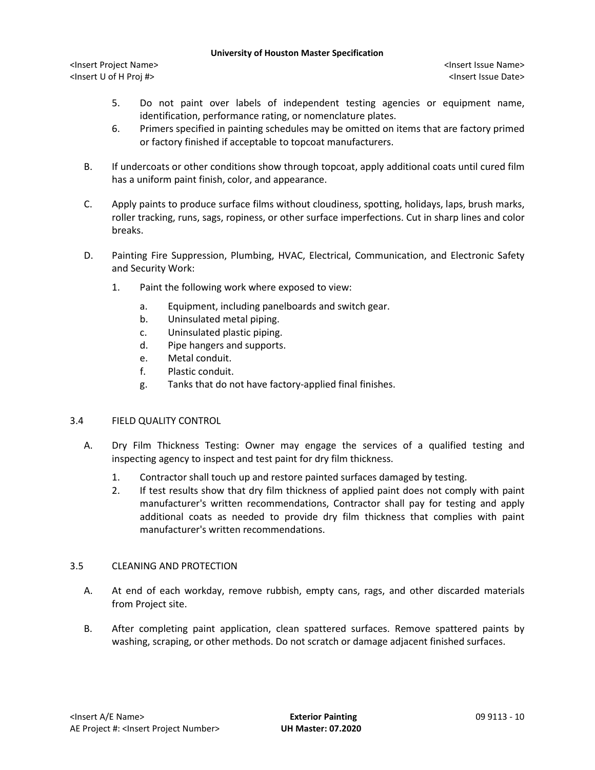5. Do not paint over labels of independent testing agencies or equipment name, identification, performance rating, or nomenclature plates.
6. Primers specified in painting schedules may be omitted on items that are factory primed or factory finished if acceptable to topcoat manufacturers.

B. If undercoats or other conditions show through topcoat, apply additional coats until cured film has a uniform paint finish, color, and appearance.

C. Apply paints to produce surface films without cloudiness, spotting, holidays, laps, brush marks, roller tracking, runs, sags, ropiness, or other surface imperfections. Cut in sharp lines and color breaks.

D. Painting Fire Suppression, Plumbing, HVAC, Electrical, Communication, and Electronic Safety and Security Work:

1. Paint the following work where exposed to view:

   a. Equipment, including panelboards and switch gear.
   b. Uninsulated metal piping.
   c. Uninsulated plastic piping.
   d. Pipe hangers and supports.
   e. Metal conduit.
   f. Plastic conduit.
   g. Tanks that do not have factory-applied final finishes.

## 3.4 FIELD QUALITY CONTROL

A. Dry Film Thickness Testing: Owner may engage the services of a qualified testing and inspecting agency to inspect and test paint for dry film thickness.

1. Contractor shall touch up and restore painted surfaces damaged by testing.
2. If test results show that dry film thickness of applied paint does not comply with paint manufacturer's written recommendations, Contractor shall pay for testing and apply additional coats as needed to provide dry film thickness that complies with paint manufacturer's written recommendations.

## 3.5 CLEANING AND PROTECTION

A. At end of each workday, remove rubbish, empty cans, rags, and other discarded materials from Project site.

B. After completing paint application, clean spattered surfaces. Remove spattered paints by washing, scraping, or other methods. Do not scratch or damage adjacent finished surfaces.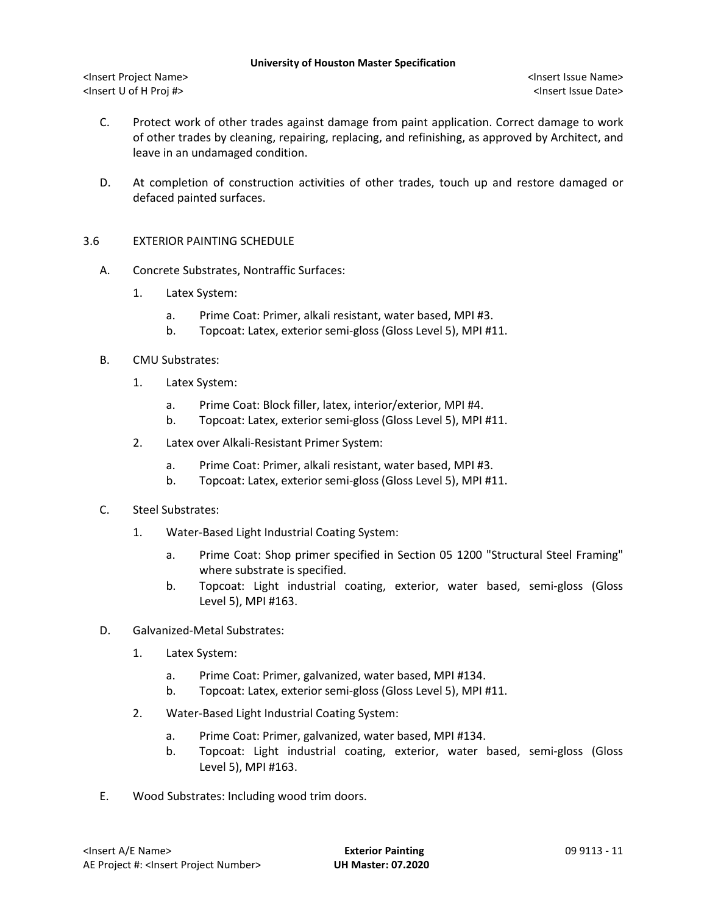C. Protect work of other trades against damage from paint application. Correct damage to work of other trades by cleaning, repairing, replacing, and refinishing, as approved by Architect, and leave in an undamaged condition.

D. At completion of construction activities of other trades, touch up and restore damaged or defaced painted surfaces.

## 3.6 EXTERIOR PAINTING SCHEDULE

A. Concrete Substrates, Nontraffic Surfaces:

1. Latex System:
   a. Prime Coat: Primer, alkali resistant, water based, MPI #3.
   b. Topcoat: Latex, exterior semi-gloss (Gloss Level 5), MPI #11.

B. CMU Substrates:

1. Latex System:
   a. Prime Coat: Block filler, latex, interior/exterior, MPI #4.
   b. Topcoat: Latex, exterior semi-gloss (Gloss Level 5), MPI #11.
2. Latex over Alkali-Resistant Primer System:
   a. Prime Coat: Primer, alkali resistant, water based, MPI #3.
   b. Topcoat: Latex, exterior semi-gloss (Gloss Level 5), MPI #11.

C. Steel Substrates:

1. Water-Based Light Industrial Coating System:
   a. Prime Coat: Shop primer specified in Section 05 1200 "Structural Steel Framing" where substrate is specified.
   b. Topcoat: Light industrial coating, exterior, water based, semi-gloss (Gloss Level 5), MPI #163.

D. Galvanized-Metal Substrates:

1. Latex System:
   a. Prime Coat: Primer, galvanized, water based, MPI #134.
   b. Topcoat: Latex, exterior semi-gloss (Gloss Level 5), MPI #11.
2. Water-Based Light Industrial Coating System:
   a. Prime Coat: Primer, galvanized, water based, MPI #134.
   b. Topcoat: Light industrial coating, exterior, water based, semi-gloss (Gloss Level 5), MPI #163.

E. Wood Substrates: Including wood trim doors.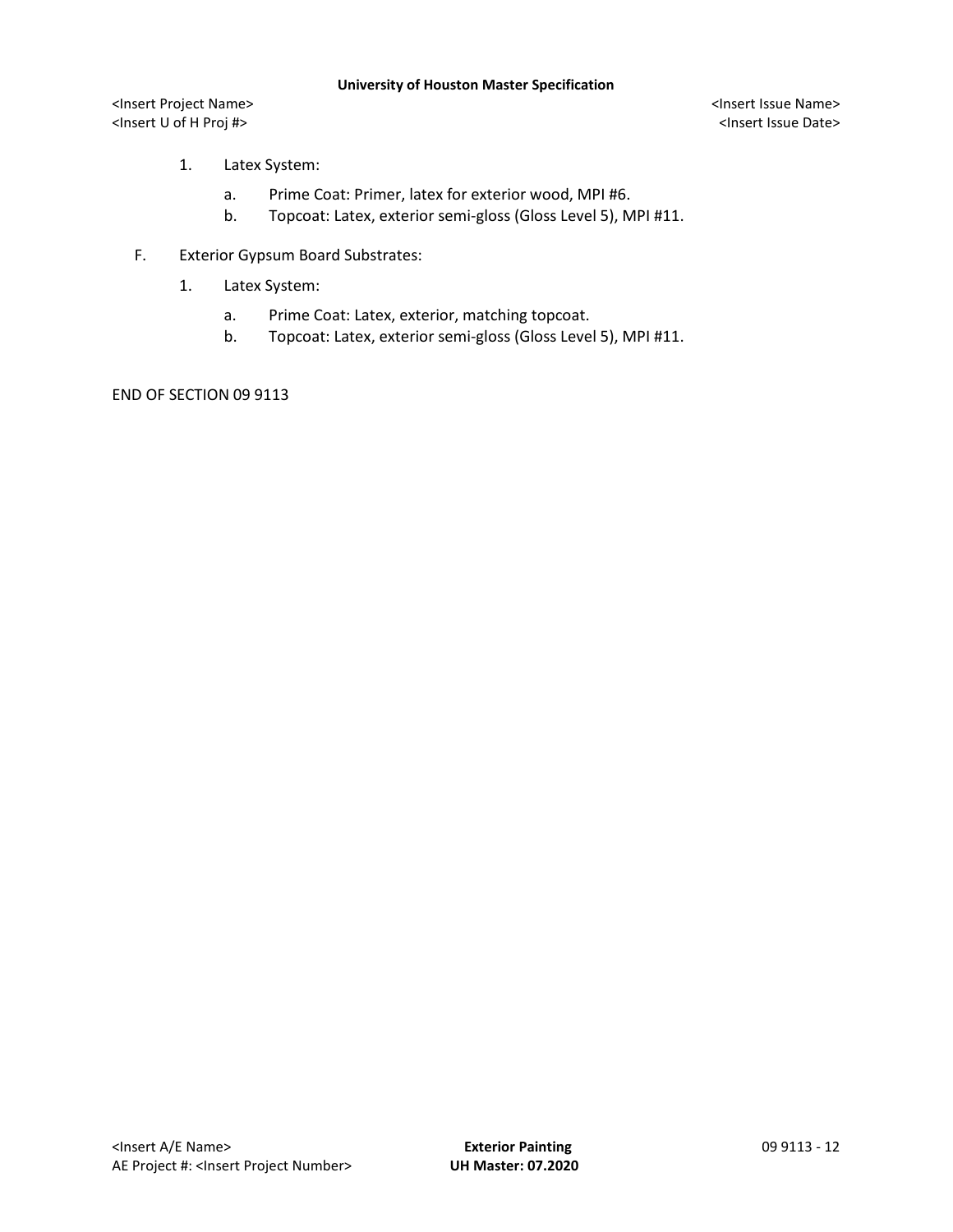1. Latex System:
    a. Prime Coat: Primer, latex for exterior wood, MPI #6.
    b. Topcoat: Latex, exterior semi-gloss (Gloss Level 5), MPI #11.

F. Exterior Gypsum Board Substrates:

1. Latex System:
    a. Prime Coat: Latex, exterior, matching topcoat.
    b. Topcoat: Latex, exterior semi-gloss (Gloss Level 5), MPI #11.

END OF SECTION 09 9113